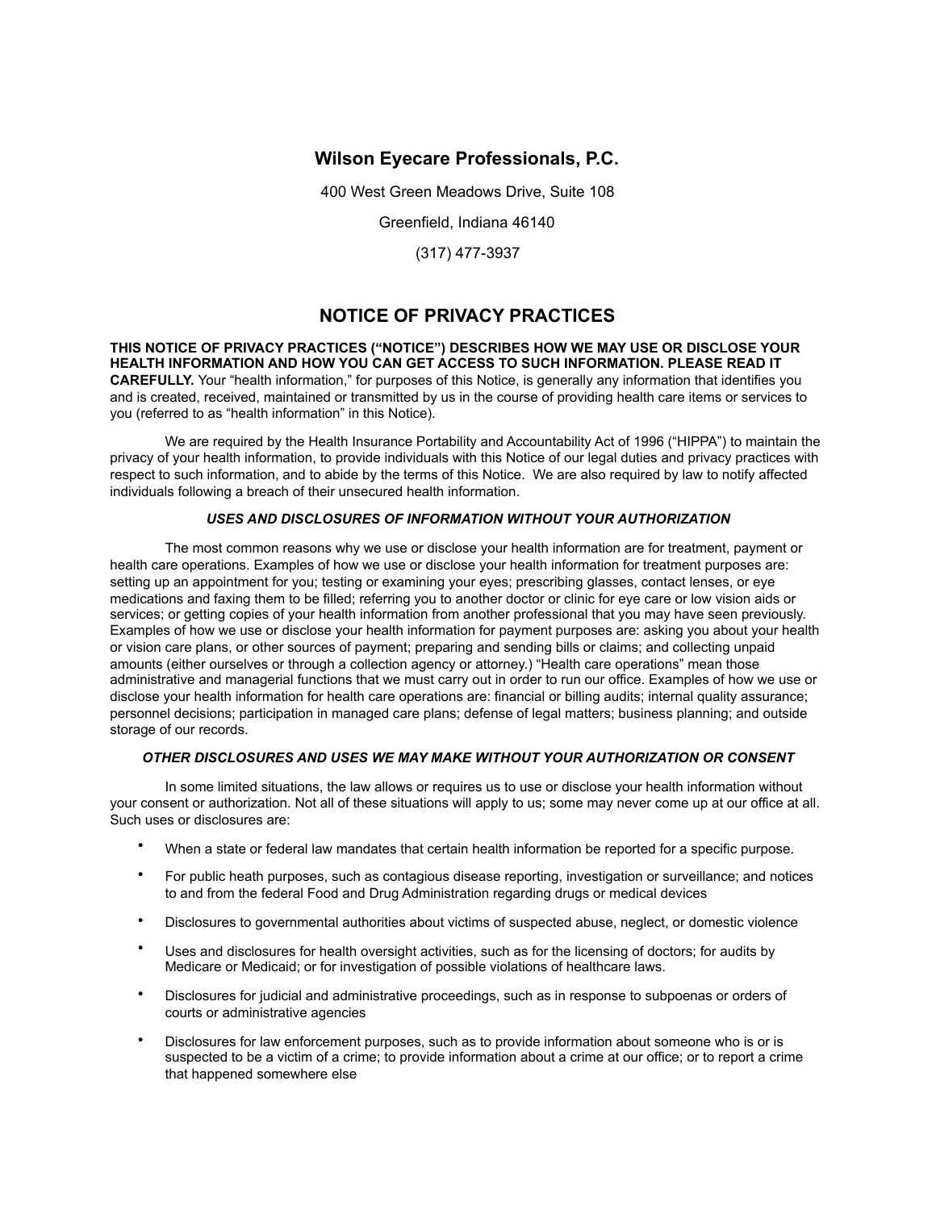## Wilson Eyecare Professionals, P.C.

400 West Green Meadows Drive, Suite 108

Greenfield, Indiana 46140

(317) 477-3937

# NOTICE OF PRIVACY PRACTICES

**THIS NOTICE OF PRIVACY PRACTICES ("NOTICE") DESCRIBES HOW WE MAY USE OR DISCLOSE YOUR HEALTH INFORMATION AND HOW YOU CAN GET ACCESS TO SUCH INFORMATION. PLEASE READ IT CAREFULLY.** Your "health information," for purposes of this Notice, is generally any information that identifies you and is created, received, maintained or transmitted by us in the course of providing health care items or services to you (referred to as "health information" in this Notice).

We are required by the Health Insurance Portability and Accountability Act of 1996 ("HIPPA") to maintain the privacy of your health information, to provide individuals with this Notice of our legal duties and privacy practices with respect to such information, and to abide by the terms of this Notice. We are also required by law to notify affected individuals following a breach of their unsecured health information.

***USES AND DISCLOSURES OF INFORMATION WITHOUT YOUR AUTHORIZATION***

The most common reasons why we use or disclose your health information are for treatment, payment or health care operations. Examples of how we use or disclose your health information for treatment purposes are: setting up an appointment for you; testing or examining your eyes; prescribing glasses, contact lenses, or eye medications and faxing them to be filled; referring you to another doctor or clinic for eye care or low vision aids or services; or getting copies of your health information from another professional that you may have seen previously. Examples of how we use or disclose your health information for payment purposes are: asking you about your health or vision care plans, or other sources of payment; preparing and sending bills or claims; and collecting unpaid amounts (either ourselves or through a collection agency or attorney.) "Health care operations" mean those administrative and managerial functions that we must carry out in order to run our office. Examples of how we use or disclose your health information for health care operations are: financial or billing audits; internal quality assurance; personnel decisions; participation in managed care plans; defense of legal matters; business planning; and outside storage of our records.

***OTHER DISCLOSURES AND USES WE MAY MAKE WITHOUT YOUR AUTHORIZATION OR CONSENT***

In some limited situations, the law allows or requires us to use or disclose your health information without your consent or authorization. Not all of these situations will apply to us; some may never come up at our office at all. Such uses or disclosures are:

- When a state or federal law mandates that certain health information be reported for a specific purpose.
- For public heath purposes, such as contagious disease reporting, investigation or surveillance; and notices to and from the federal Food and Drug Administration regarding drugs or medical devices
- Disclosures to governmental authorities about victims of suspected abuse, neglect, or domestic violence
- Uses and disclosures for health oversight activities, such as for the licensing of doctors; for audits by Medicare or Medicaid; or for investigation of possible violations of healthcare laws.
- Disclosures for judicial and administrative proceedings, such as in response to subpoenas or orders of courts or administrative agencies
- Disclosures for law enforcement purposes, such as to provide information about someone who is or is suspected to be a victim of a crime; to provide information about a crime at our office; or to report a crime that happened somewhere else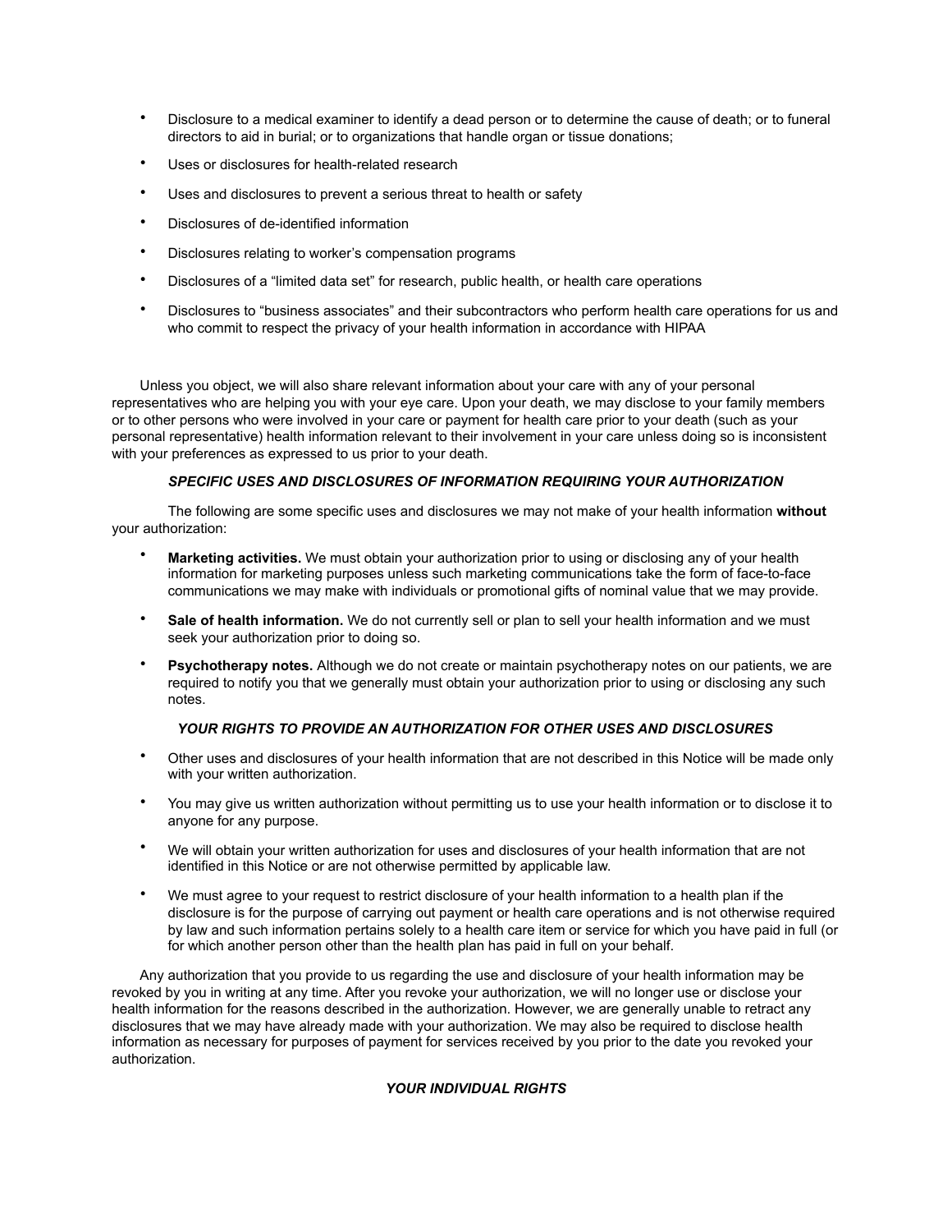- Disclosure to a medical examiner to identify a dead person or to determine the cause of death; or to funeral directors to aid in burial; or to organizations that handle organ or tissue donations;
- Uses or disclosures for health-related research
- Uses and disclosures to prevent a serious threat to health or safety
- Disclosures of de-identified information
- Disclosures relating to worker's compensation programs
- Disclosures of a "limited data set" for research, public health, or health care operations
- Disclosures to "business associates" and their subcontractors who perform health care operations for us and who commit to respect the privacy of your health information in accordance with HIPAA

Unless you object, we will also share relevant information about your care with any of your personal representatives who are helping you with your eye care. Upon your death, we may disclose to your family members or to other persons who were involved in your care or payment for health care prior to your death (such as your personal representative) health information relevant to their involvement in your care unless doing so is inconsistent with your preferences as expressed to us prior to your death.

### *SPECIFIC USES AND DISCLOSURES OF INFORMATION REQUIRING YOUR AUTHORIZATION*

The following are some specific uses and disclosures we may not make of your health information **without** your authorization:

- **Marketing activities.** We must obtain your authorization prior to using or disclosing any of your health information for marketing purposes unless such marketing communications take the form of face-to-face communications we may make with individuals or promotional gifts of nominal value that we may provide.
- **Sale of health information.** We do not currently sell or plan to sell your health information and we must seek your authorization prior to doing so.
- **Psychotherapy notes.** Although we do not create or maintain psychotherapy notes on our patients, we are required to notify you that we generally must obtain your authorization prior to using or disclosing any such notes.

### *YOUR RIGHTS TO PROVIDE AN AUTHORIZATION FOR OTHER USES AND DISCLOSURES*

- Other uses and disclosures of your health information that are not described in this Notice will be made only with your written authorization.
- You may give us written authorization without permitting us to use your health information or to disclose it to anyone for any purpose.
- We will obtain your written authorization for uses and disclosures of your health information that are not identified in this Notice or are not otherwise permitted by applicable law.
- We must agree to your request to restrict disclosure of your health information to a health plan if the disclosure is for the purpose of carrying out payment or health care operations and is not otherwise required by law and such information pertains solely to a health care item or service for which you have paid in full (or for which another person other than the health plan has paid in full on your behalf.

Any authorization that you provide to us regarding the use and disclosure of your health information may be revoked by you in writing at any time. After you revoke your authorization, we will no longer use or disclose your health information for the reasons described in the authorization. However, we are generally unable to retract any disclosures that we may have already made with your authorization. We may also be required to disclose health information as necessary for purposes of payment for services received by you prior to the date you revoked your authorization.

### *YOUR INDIVIDUAL RIGHTS*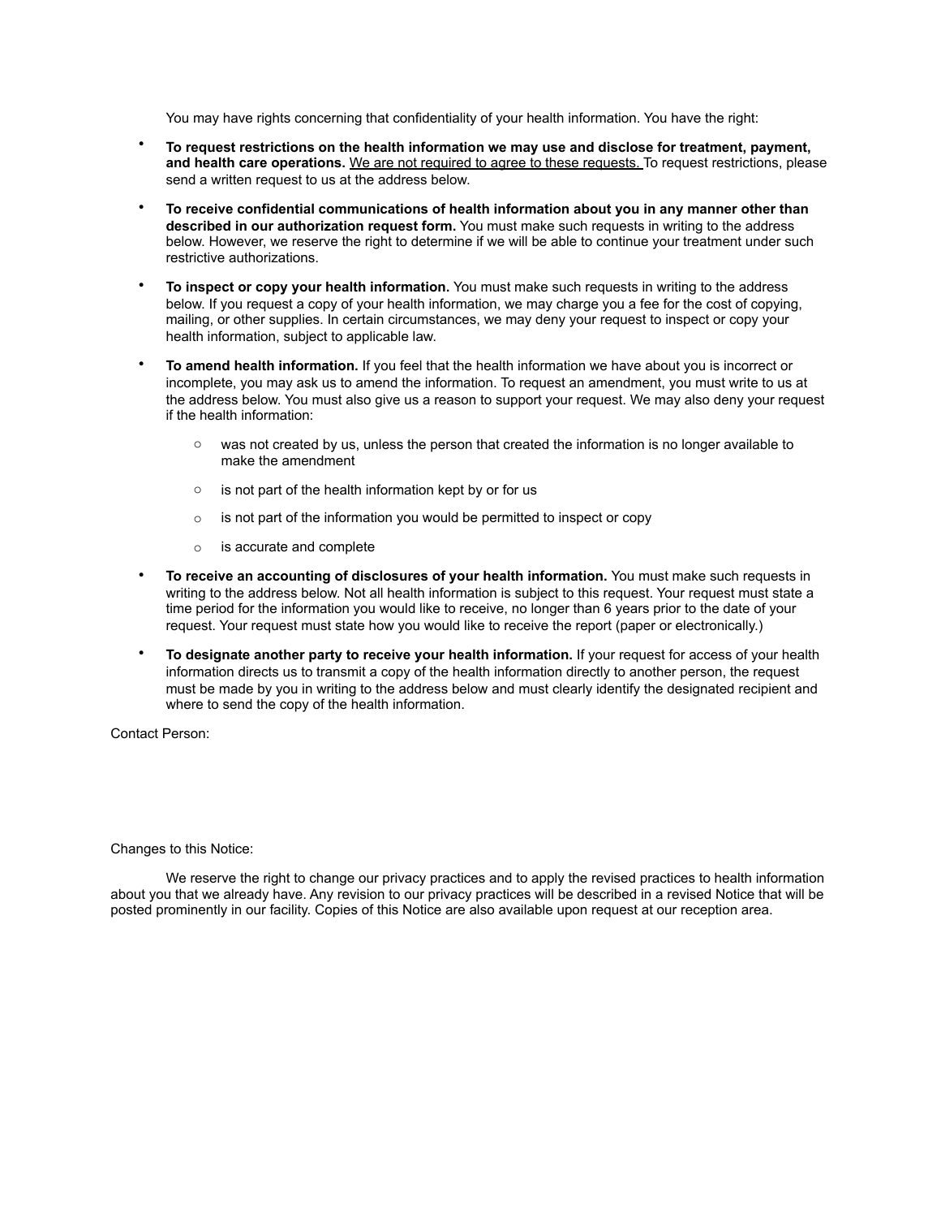You may have rights concerning that confidentiality of your health information. You have the right:

- **To request restrictions on the health information we may use and disclose for treatment, payment, and health care operations.** <u>We are not required to agree to these requests.</u> To request restrictions, please send a written request to us at the address below.
- **To receive confidential communications of health information about you in any manner other than described in our authorization request form.** You must make such requests in writing to the address below. However, we reserve the right to determine if we will be able to continue your treatment under such restrictive authorizations.
- **To inspect or copy your health information.** You must make such requests in writing to the address below. If you request a copy of your health information, we may charge you a fee for the cost of copying, mailing, or other supplies. In certain circumstances, we may deny your request to inspect or copy your health information, subject to applicable law.
- **To amend health information.** If you feel that the health information we have about you is incorrect or incomplete, you may ask us to amend the information. To request an amendment, you must write to us at the address below. You must also give us a reason to support your request. We may also deny your request if the health information:
  - was not created by us, unless the person that created the information is no longer available to make the amendment
  - is not part of the health information kept by or for us
  - is not part of the information you would be permitted to inspect or copy
  - is accurate and complete
- **To receive an accounting of disclosures of your health information.** You must make such requests in writing to the address below. Not all health information is subject to this request. Your request must state a time period for the information you would like to receive, no longer than 6 years prior to the date of your request. Your request must state how you would like to receive the report (paper or electronically.)
- **To designate another party to receive your health information.** If your request for access of your health information directs us to transmit a copy of the health information directly to another person, the request must be made by you in writing to the address below and must clearly identify the designated recipient and where to send the copy of the health information.

Contact Person:

Changes to this Notice:

We reserve the right to change our privacy practices and to apply the revised practices to health information about you that we already have. Any revision to our privacy practices will be described in a revised Notice that will be posted prominently in our facility. Copies of this Notice are also available upon request at our reception area.